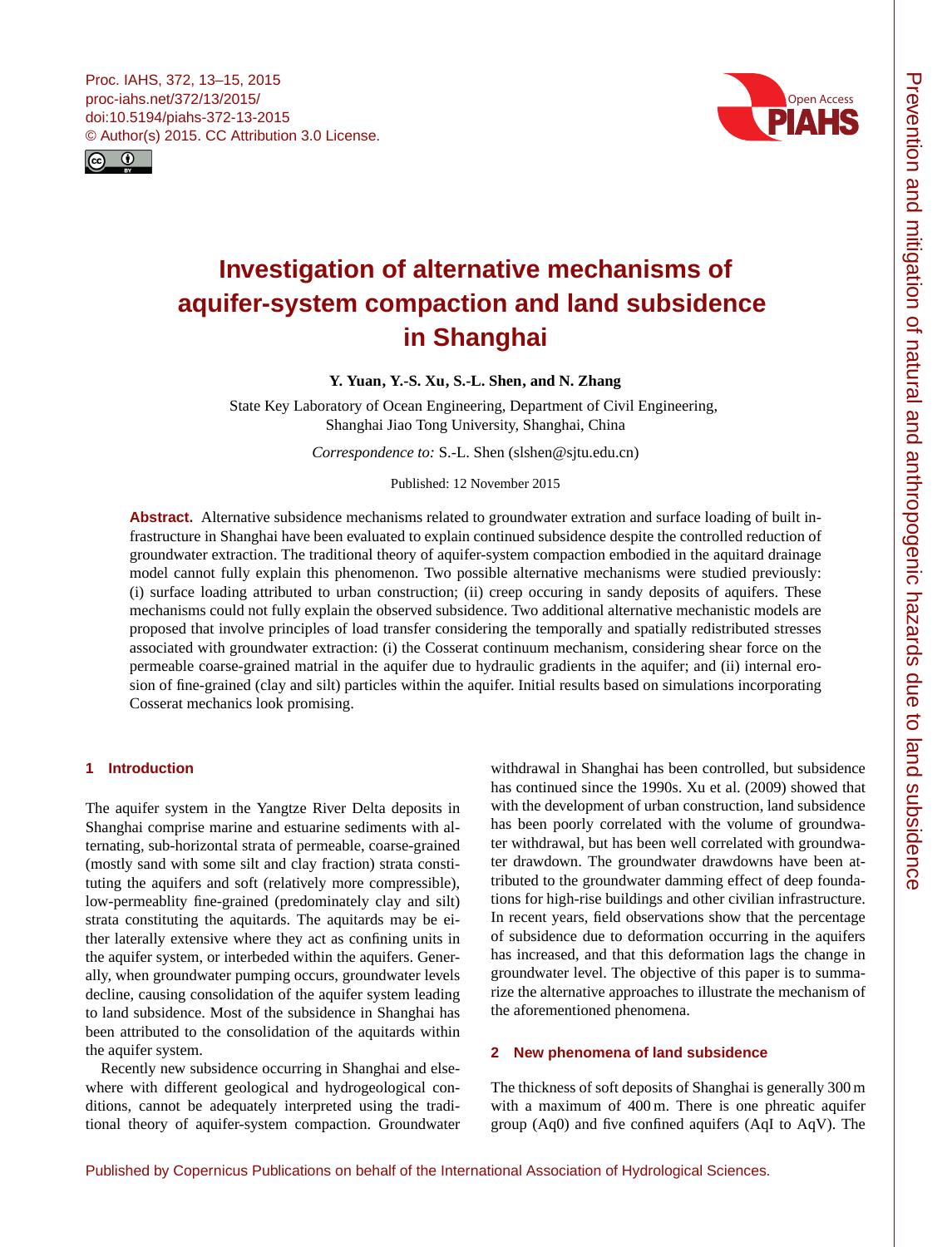# Investigation of alternative mechanisms of aquifer-system compaction and land subsidence in Shanghai

**Y. Yuan, Y.-S. Xu, S.-L. Shen, and N. Zhang**

State Key Laboratory of Ocean Engineering, Department of Civil Engineering, Shanghai Jiao Tong University, Shanghai, China

*Correspondence to:* S.-L. Shen (slshen@sjtu.edu.cn)

Published: 12 November 2015

**Abstract.** Alternative subsidence mechanisms related to groundwater extration and surface loading of built infrastructure in Shanghai have been evaluated to explain continued subsidence despite the controlled reduction of groundwater extraction. The traditional theory of aquifer-system compaction embodied in the aquitard drainage model cannot fully explain this phenomenon. Two possible alternative mechanisms were studied previously: (i) surface loading attributed to urban construction; (ii) creep occuring in sandy deposits of aquifers. These mechanisms could not fully explain the observed subsidence. Two additional alternative mechanistic models are proposed that involve principles of load transfer considering the temporally and spatially redistributed stresses associated with groundwater extraction: (i) the Cosserat continuum mechanism, considering shear force on the permeable coarse-grained matrial in the aquifer due to hydraulic gradients in the aquifer; and (ii) internal erosion of fine-grained (clay and silt) particles within the aquifer. Initial results based on simulations incorporating Cosserat mechanics look promising.

## 1 Introduction

The aquifer system in the Yangtze River Delta deposits in Shanghai comprise marine and estuarine sediments with alternating, sub-horizontal strata of permeable, coarse-grained (mostly sand with some silt and clay fraction) strata constituting the aquifers and soft (relatively more compressible), low-permeablity fine-grained (predominately clay and silt) strata constituting the aquitards. The aquitards may be either laterally extensive where they act as confining units in the aquifer system, or interbeded within the aquifers. Generally, when groundwater pumping occurs, groundwater levels decline, causing consolidation of the aquifer system leading to land subsidence. Most of the subsidence in Shanghai has been attributed to the consolidation of the aquitards within the aquifer system.

Recently new subsidence occurring in Shanghai and elsewhere with different geological and hydrogeological conditions, cannot be adequately interpreted using the traditional theory of aquifer-system compaction. Groundwater withdrawal in Shanghai has been controlled, but subsidence has continued since the 1990s. Xu et al. (2009) showed that with the development of urban construction, land subsidence has been poorly correlated with the volume of groundwater withdrawal, but has been well correlated with groundwater drawdown. The groundwater drawdowns have been attributed to the groundwater damming effect of deep foundations for high-rise buildings and other civilian infrastructure. In recent years, field observations show that the percentage of subsidence due to deformation occurring in the aquifers has increased, and that this deformation lags the change in groundwater level. The objective of this paper is to summarize the alternative approaches to illustrate the mechanism of the aforementioned phenomena.

## 2 New phenomena of land subsidence

The thickness of soft deposits of Shanghai is generally 300 m with a maximum of 400 m. There is one phreatic aquifer group (Aq0) and five confined aquifers (AqI to AqV). The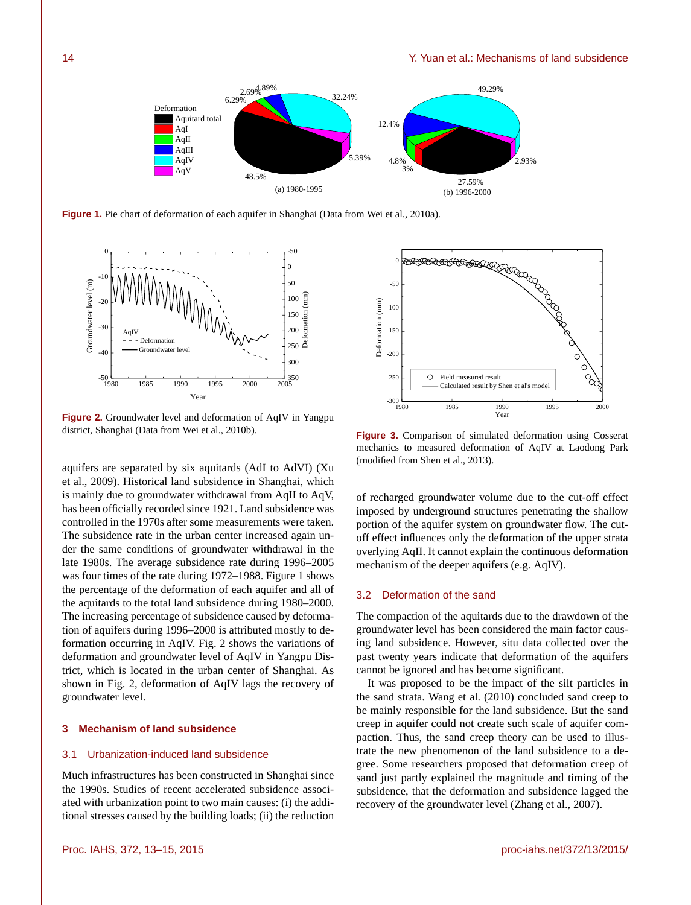Figure 1. Pie chart of deformation of each aquifer in Shanghai (Data from Wei et al., 2010a).

Figure 2. Groundwater level and deformation of AqIV in Yangpu district, Shanghai (Data from Wei et al., 2010b).

Figure 3. Comparison of simulated deformation using Cosserat mechanics to measured deformation of AqIV at Laodong Park (modified from Shen et al., 2013).

aquifers are separated by six aquitards (AdI to AdVI) (Xu et al., 2009). Historical land subsidence in Shanghai, which is mainly due to groundwater withdrawal from AqII to AqV, has been officially recorded since 1921. Land subsidence was controlled in the 1970s after some measurements were taken. The subsidence rate in the urban center increased again under the same conditions of groundwater withdrawal in the late 1980s. The average subsidence rate during 1996–2005 was four times of the rate during 1972–1988. Figure 1 shows the percentage of the deformation of each aquifer and all of the aquitards to the total land subsidence during 1980–2000. The increasing percentage of subsidence caused by deformation of aquifers during 1996–2000 is attributed mostly to deformation occurring in AqIV. Fig. 2 shows the variations of deformation and groundwater level of AqIV in Yangpu District, which is located in the urban center of Shanghai. As shown in Fig. 2, deformation of AqIV lags the recovery of groundwater level.

## 3 Mechanism of land subsidence

### 3.1 Urbanization-induced land subsidence

Much infrastructures has been constructed in Shanghai since the 1990s. Studies of recent accelerated subsidence associated with urbanization point to two main causes: (i) the additional stresses caused by the building loads; (ii) the reduction of recharged groundwater volume due to the cut-off effect imposed by underground structures penetrating the shallow portion of the aquifer system on groundwater flow. The cut-off effect influences only the deformation of the upper strata overlying AqII. It cannot explain the continuous deformation mechanism of the deeper aquifers (e.g. AqIV).

### 3.2 Deformation of the sand

The compaction of the aquitards due to the drawdown of the groundwater level has been considered the main factor causing land subsidence. However, situ data collected over the past twenty years indicate that deformation of the aquifers cannot be ignored and has become significant.

It was proposed to be the impact of the silt particles in the sand strata. Wang et al. (2010) concluded sand creep to be mainly responsible for the land subsidence. But the sand creep in aquifer could not create such scale of aquifer compaction. Thus, the sand creep theory can be used to illustrate the new phenomenon of the land subsidence to a degree. Some researchers proposed that deformation creep of sand just partly explained the magnitude and timing of the subsidence, that the deformation and subsidence lagged the recovery of the groundwater level (Zhang et al., 2007).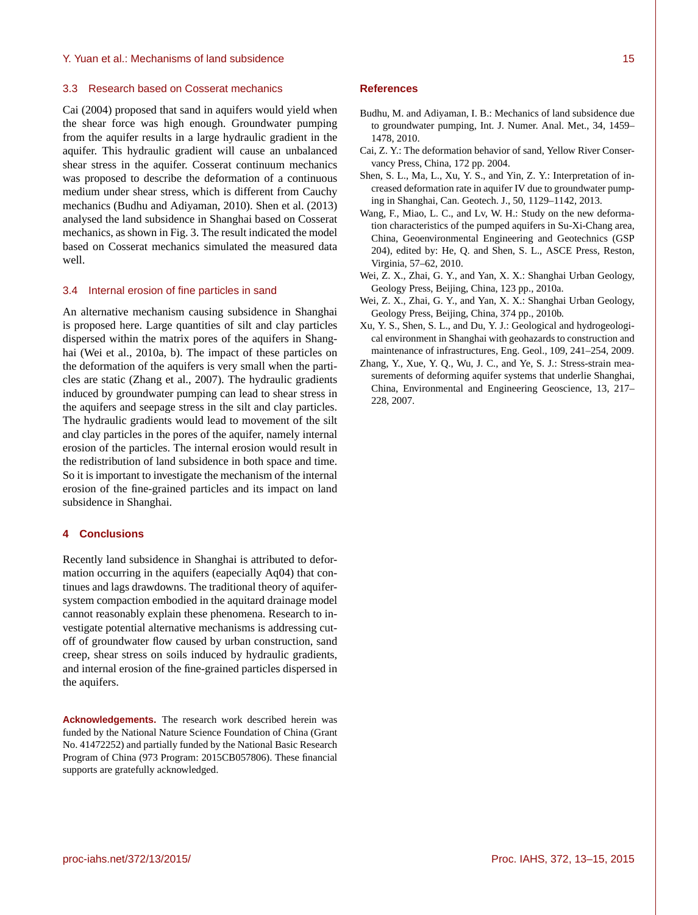### 3.3 Research based on Cosserat mechanics

Cai (2004) proposed that sand in aquifers would yield when the shear force was high enough. Groundwater pumping from the aquifer results in a large hydraulic gradient in the aquifer. This hydraulic gradient will cause an unbalanced shear stress in the aquifer. Cosserat continuum mechanics was proposed to describe the deformation of a continuous medium under shear stress, which is different from Cauchy mechanics (Budhu and Adiyaman, 2010). Shen et al. (2013) analysed the land subsidence in Shanghai based on Cosserat mechanics, as shown in Fig. 3. The result indicated the model based on Cosserat mechanics simulated the measured data well.

### 3.4 Internal erosion of fine particles in sand

An alternative mechanism causing subsidence in Shanghai is proposed here. Large quantities of silt and clay particles dispersed within the matrix pores of the aquifers in Shanghai (Wei et al., 2010a, b). The impact of these particles on the deformation of the aquifers is very small when the particles are static (Zhang et al., 2007). The hydraulic gradients induced by groundwater pumping can lead to shear stress in the aquifers and seepage stress in the silt and clay particles. The hydraulic gradients would lead to movement of the silt and clay particles in the pores of the aquifer, namely internal erosion of the particles. The internal erosion would result in the redistribution of land subsidence in both space and time. So it is important to investigate the mechanism of the internal erosion of the fine-grained particles and its impact on land subsidence in Shanghai.

## 4 Conclusions

Recently land subsidence in Shanghai is attributed to deformation occurring in the aquifers (eapecially Aq04) that continues and lags drawdowns. The traditional theory of aquifer-system compaction embodied in the aquitard drainage model cannot reasonably explain these phenomena. Research to investigate potential alternative mechanisms is addressing cut-off of groundwater flow caused by urban construction, sand creep, shear stress on soils induced by hydraulic gradients, and internal erosion of the fine-grained particles dispersed in the aquifers.

**Acknowledgements.** The research work described herein was funded by the National Nature Science Foundation of China (Grant No. 41472252) and partially funded by the National Basic Research Program of China (973 Program: 2015CB057806). These financial supports are gratefully acknowledged.

## References

Budhu, M. and Adiyaman, I. B.: Mechanics of land subsidence due to groundwater pumping, Int. J. Numer. Anal. Met., 34, 1459–1478, 2010.

Cai, Z. Y.: The deformation behavior of sand, Yellow River Conservancy Press, China, 172 pp. 2004.

Shen, S. L., Ma, L., Xu, Y. S., and Yin, Z. Y.: Interpretation of increased deformation rate in aquifer IV due to groundwater pumping in Shanghai, Can. Geotech. J., 50, 1129–1142, 2013.

Wang, F., Miao, L. C., and Lv, W. H.: Study on the new deformation characteristics of the pumped aquifers in Su-Xi-Chang area, China, Geoenvironmental Engineering and Geotechnics (GSP 204), edited by: He, Q. and Shen, S. L., ASCE Press, Reston, Virginia, 57–62, 2010.

Wei, Z. X., Zhai, G. Y., and Yan, X. X.: Shanghai Urban Geology, Geology Press, Beijing, China, 123 pp., 2010a.

Wei, Z. X., Zhai, G. Y., and Yan, X. X.: Shanghai Urban Geology, Geology Press, Beijing, China, 374 pp., 2010b.

Xu, Y. S., Shen, S. L., and Du, Y. J.: Geological and hydrogeological environment in Shanghai with geohazards to construction and maintenance of infrastructures, Eng. Geol., 109, 241–254, 2009.

Zhang, Y., Xue, Y. Q., Wu, J. C., and Ye, S. J.: Stress-strain measurements of deforming aquifer systems that underlie Shanghai, China, Environmental and Engineering Geoscience, 13, 217–228, 2007.